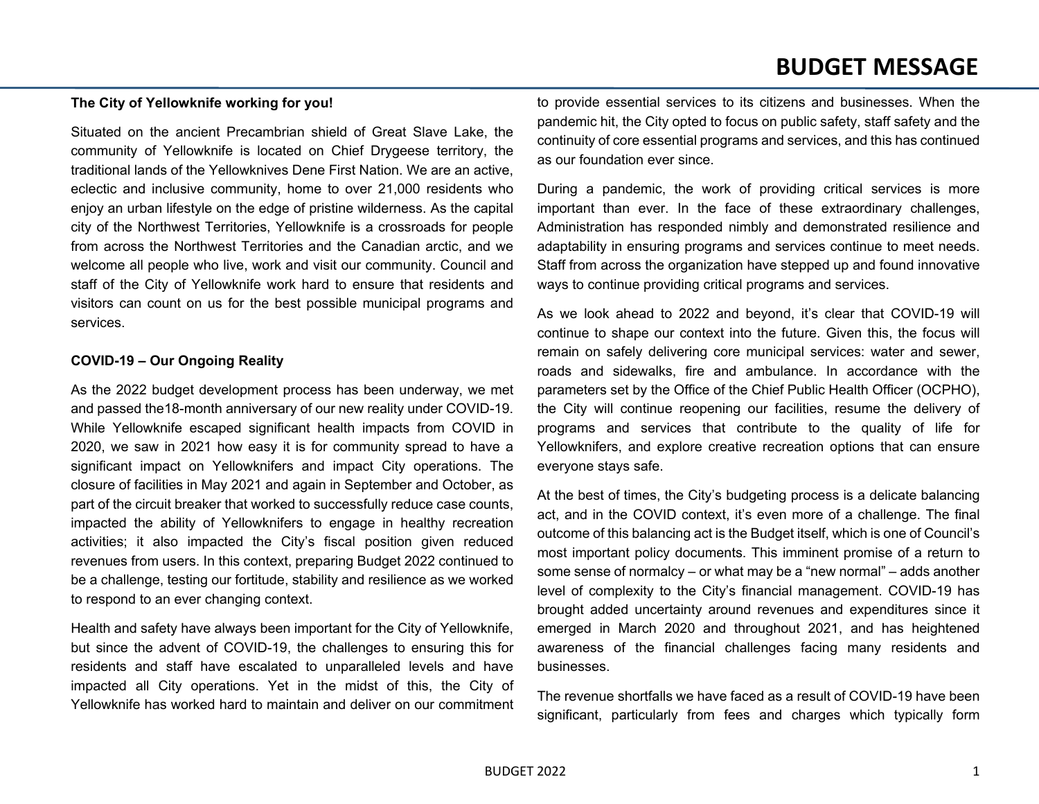# BUDGET MESSAGE

**The City of Yellowknife working for you!**

Situated on the ancient Precambrian shield of Great Slave Lake, the community of Yellowknife is located on Chief Drygeese territory, the traditional lands of the Yellowknives Dene First Nation. We are an active, eclectic and inclusive community, home to over 21,000 residents who enjoy an urban lifestyle on the edge of pristine wilderness. As the capital city of the Northwest Territories, Yellowknife is a crossroads for people from across the Northwest Territories and the Canadian arctic, and we welcome all people who live, work and visit our community. Council and staff of the City of Yellowknife work hard to ensure that residents and visitors can count on us for the best possible municipal programs and services.

**COVID-19 – Our Ongoing Reality**

As the 2022 budget development process has been underway, we met and passed the18-month anniversary of our new reality under COVID-19. While Yellowknife escaped significant health impacts from COVID in 2020, we saw in 2021 how easy it is for community spread to have a significant impact on Yellowknifers and impact City operations. The closure of facilities in May 2021 and again in September and October, as part of the circuit breaker that worked to successfully reduce case counts, impacted the ability of Yellowknifers to engage in healthy recreation activities; it also impacted the City's fiscal position given reduced revenues from users. In this context, preparing Budget 2022 continued to be a challenge, testing our fortitude, stability and resilience as we worked to respond to an ever changing context.

Health and safety have always been important for the City of Yellowknife, but since the advent of COVID-19, the challenges to ensuring this for residents and staff have escalated to unparalleled levels and have impacted all City operations. Yet in the midst of this, the City of Yellowknife has worked hard to maintain and deliver on our commitment to provide essential services to its citizens and businesses. When the pandemic hit, the City opted to focus on public safety, staff safety and the continuity of core essential programs and services, and this has continued as our foundation ever since.

During a pandemic, the work of providing critical services is more important than ever. In the face of these extraordinary challenges, Administration has responded nimbly and demonstrated resilience and adaptability in ensuring programs and services continue to meet needs. Staff from across the organization have stepped up and found innovative ways to continue providing critical programs and services.

As we look ahead to 2022 and beyond, it's clear that COVID-19 will continue to shape our context into the future. Given this, the focus will remain on safely delivering core municipal services: water and sewer, roads and sidewalks, fire and ambulance. In accordance with the parameters set by the Office of the Chief Public Health Officer (OCPHO), the City will continue reopening our facilities, resume the delivery of programs and services that contribute to the quality of life for Yellowknifers, and explore creative recreation options that can ensure everyone stays safe.

At the best of times, the City's budgeting process is a delicate balancing act, and in the COVID context, it's even more of a challenge. The final outcome of this balancing act is the Budget itself, which is one of Council's most important policy documents. This imminent promise of a return to some sense of normalcy – or what may be a "new normal" – adds another level of complexity to the City's financial management. COVID-19 has brought added uncertainty around revenues and expenditures since it emerged in March 2020 and throughout 2021, and has heightened awareness of the financial challenges facing many residents and businesses.

The revenue shortfalls we have faced as a result of COVID-19 have been significant, particularly from fees and charges which typically form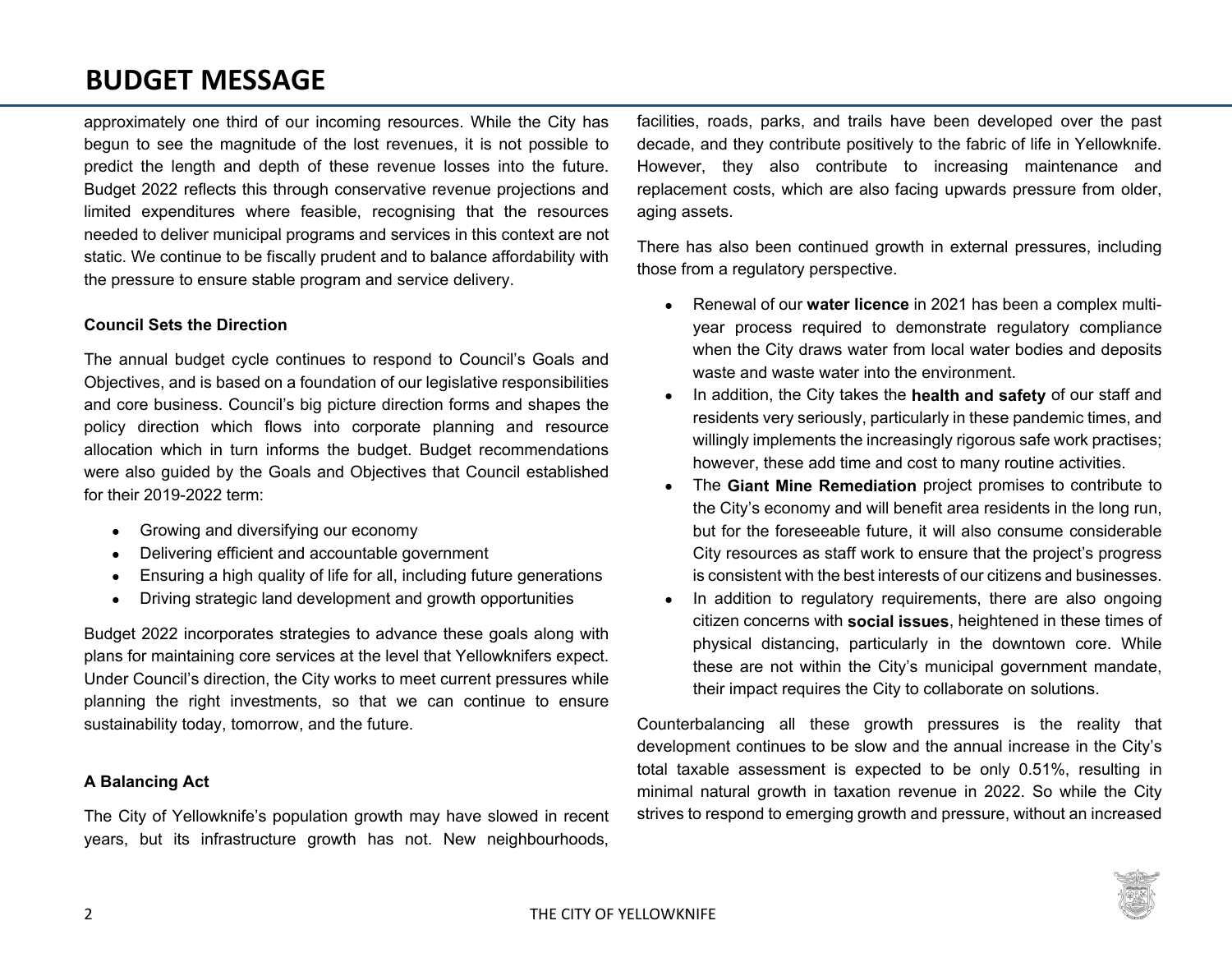approximately one third of our incoming resources. While the City has begun to see the magnitude of the lost revenues, it is not possible to predict the length and depth of these revenue losses into the future. Budget 2022 reflects this through conservative revenue projections and limited expenditures where feasible, recognising that the resources needed to deliver municipal programs and services in this context are not static. We continue to be fiscally prudent and to balance affordability with the pressure to ensure stable program and service delivery.

**Council Sets the Direction**

The annual budget cycle continues to respond to Council's Goals and Objectives, and is based on a foundation of our legislative responsibilities and core business. Council's big picture direction forms and shapes the policy direction which flows into corporate planning and resource allocation which in turn informs the budget. Budget recommendations were also guided by the Goals and Objectives that Council established for their 2019-2022 term:

- Growing and diversifying our economy
- Delivering efficient and accountable government
- Ensuring a high quality of life for all, including future generations
- Driving strategic land development and growth opportunities

Budget 2022 incorporates strategies to advance these goals along with plans for maintaining core services at the level that Yellowknifers expect. Under Council's direction, the City works to meet current pressures while planning the right investments, so that we can continue to ensure sustainability today, tomorrow, and the future.

**A Balancing Act**

The City of Yellowknife's population growth may have slowed in recent years, but its infrastructure growth has not. New neighbourhoods, facilities, roads, parks, and trails have been developed over the past decade, and they contribute positively to the fabric of life in Yellowknife. However, they also contribute to increasing maintenance and replacement costs, which are also facing upwards pressure from older, aging assets.

There has also been continued growth in external pressures, including those from a regulatory perspective.

- Renewal of our **water licence** in 2021 has been a complex multi-year process required to demonstrate regulatory compliance when the City draws water from local water bodies and deposits waste and waste water into the environment.
- In addition, the City takes the **health and safety** of our staff and residents very seriously, particularly in these pandemic times, and willingly implements the increasingly rigorous safe work practises; however, these add time and cost to many routine activities.
- The **Giant Mine Remediation** project promises to contribute to the City's economy and will benefit area residents in the long run, but for the foreseeable future, it will also consume considerable City resources as staff work to ensure that the project's progress is consistent with the best interests of our citizens and businesses.
- In addition to regulatory requirements, there are also ongoing citizen concerns with **social issues**, heightened in these times of physical distancing, particularly in the downtown core. While these are not within the City's municipal government mandate, their impact requires the City to collaborate on solutions.

Counterbalancing all these growth pressures is the reality that development continues to be slow and the annual increase in the City's total taxable assessment is expected to be only 0.51%, resulting in minimal natural growth in taxation revenue in 2022. So while the City strives to respond to emerging growth and pressure, without an increased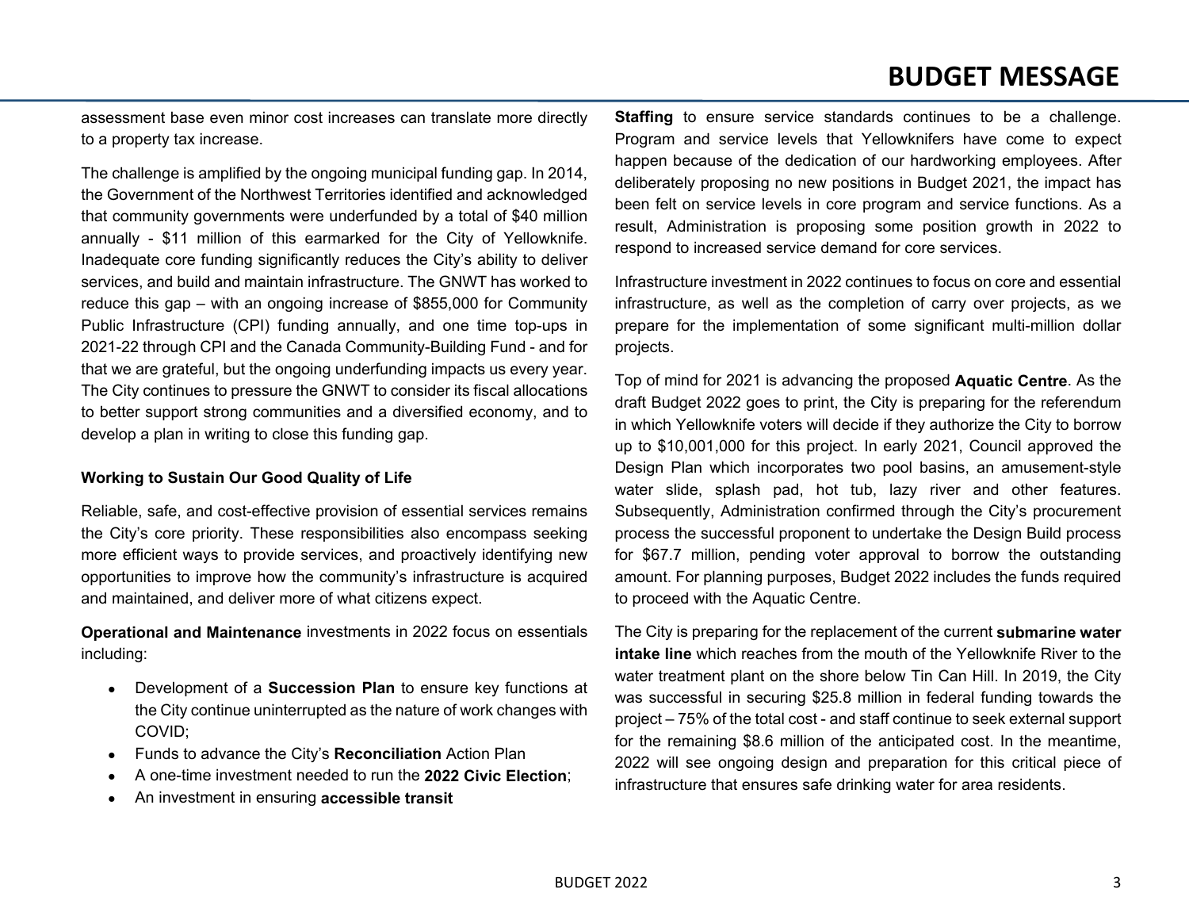assessment base even minor cost increases can translate more directly to a property tax increase.

The challenge is amplified by the ongoing municipal funding gap. In 2014, the Government of the Northwest Territories identified and acknowledged that community governments were underfunded by a total of $40 million annually - $11 million of this earmarked for the City of Yellowknife. Inadequate core funding significantly reduces the City's ability to deliver services, and build and maintain infrastructure. The GNWT has worked to reduce this gap – with an ongoing increase of $855,000 for Community Public Infrastructure (CPI) funding annually, and one time top-ups in 2021-22 through CPI and the Canada Community-Building Fund - and for that we are grateful, but the ongoing underfunding impacts us every year. The City continues to pressure the GNWT to consider its fiscal allocations to better support strong communities and a diversified economy, and to develop a plan in writing to close this funding gap.

**Working to Sustain Our Good Quality of Life**

Reliable, safe, and cost-effective provision of essential services remains the City's core priority. These responsibilities also encompass seeking more efficient ways to provide services, and proactively identifying new opportunities to improve how the community's infrastructure is acquired and maintained, and deliver more of what citizens expect.

**Operational and Maintenance** investments in 2022 focus on essentials including:

- Development of a **Succession Plan** to ensure key functions at the City continue uninterrupted as the nature of work changes with COVID;
- Funds to advance the City's **Reconciliation** Action Plan
- A one-time investment needed to run the **2022 Civic Election**;
- An investment in ensuring **accessible transit**

**Staffing** to ensure service standards continues to be a challenge. Program and service levels that Yellowknifers have come to expect happen because of the dedication of our hardworking employees. After deliberately proposing no new positions in Budget 2021, the impact has been felt on service levels in core program and service functions. As a result, Administration is proposing some position growth in 2022 to respond to increased service demand for core services.

Infrastructure investment in 2022 continues to focus on core and essential infrastructure, as well as the completion of carry over projects, as we prepare for the implementation of some significant multi-million dollar projects.

Top of mind for 2021 is advancing the proposed **Aquatic Centre**. As the draft Budget 2022 goes to print, the City is preparing for the referendum in which Yellowknife voters will decide if they authorize the City to borrow up to $10,001,000 for this project. In early 2021, Council approved the Design Plan which incorporates two pool basins, an amusement-style water slide, splash pad, hot tub, lazy river and other features. Subsequently, Administration confirmed through the City's procurement process the successful proponent to undertake the Design Build process for $67.7 million, pending voter approval to borrow the outstanding amount. For planning purposes, Budget 2022 includes the funds required to proceed with the Aquatic Centre.

The City is preparing for the replacement of the current **submarine water intake line** which reaches from the mouth of the Yellowknife River to the water treatment plant on the shore below Tin Can Hill. In 2019, the City was successful in securing $25.8 million in federal funding towards the project – 75% of the total cost - and staff continue to seek external support for the remaining $8.6 million of the anticipated cost. In the meantime, 2022 will see ongoing design and preparation for this critical piece of infrastructure that ensures safe drinking water for area residents.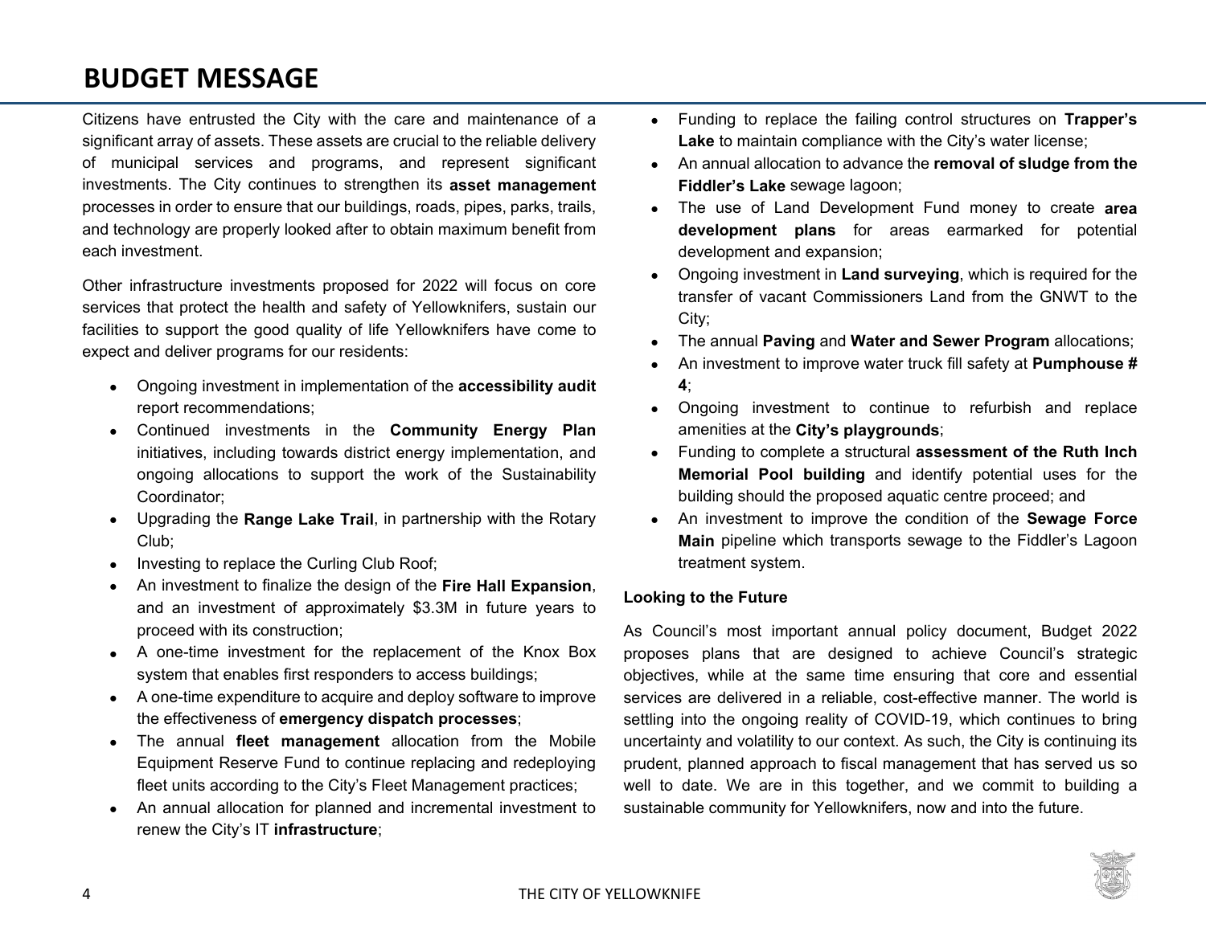# BUDGET MESSAGE

Citizens have entrusted the City with the care and maintenance of a significant array of assets. These assets are crucial to the reliable delivery of municipal services and programs, and represent significant investments. The City continues to strengthen its **asset management** processes in order to ensure that our buildings, roads, pipes, parks, trails, and technology are properly looked after to obtain maximum benefit from each investment.

Other infrastructure investments proposed for 2022 will focus on core services that protect the health and safety of Yellowknifers, sustain our facilities to support the good quality of life Yellowknifers have come to expect and deliver programs for our residents:

- Ongoing investment in implementation of the **accessibility audit** report recommendations;
- Continued investments in the **Community Energy Plan** initiatives, including towards district energy implementation, and ongoing allocations to support the work of the Sustainability Coordinator;
- Upgrading the **Range Lake Trail**, in partnership with the Rotary Club;
- Investing to replace the Curling Club Roof;
- An investment to finalize the design of the **Fire Hall Expansion**, and an investment of approximately $3.3M in future years to proceed with its construction;
- A one-time investment for the replacement of the Knox Box system that enables first responders to access buildings;
- A one-time expenditure to acquire and deploy software to improve the effectiveness of **emergency dispatch processes**;
- The annual **fleet management** allocation from the Mobile Equipment Reserve Fund to continue replacing and redeploying fleet units according to the City's Fleet Management practices;
- An annual allocation for planned and incremental investment to renew the City's IT **infrastructure**;
- Funding to replace the failing control structures on **Trapper's Lake** to maintain compliance with the City's water license;
- An annual allocation to advance the **removal of sludge from the Fiddler's Lake** sewage lagoon;
- The use of Land Development Fund money to create **area development plans** for areas earmarked for potential development and expansion;
- Ongoing investment in **Land surveying**, which is required for the transfer of vacant Commissioners Land from the GNWT to the City;
- The annual **Paving** and **Water and Sewer Program** allocations;
- An investment to improve water truck fill safety at **Pumphouse # 4**;
- Ongoing investment to continue to refurbish and replace amenities at the **City's playgrounds**;
- Funding to complete a structural **assessment of the Ruth Inch Memorial Pool building** and identify potential uses for the building should the proposed aquatic centre proceed; and
- An investment to improve the condition of the **Sewage Force Main** pipeline which transports sewage to the Fiddler's Lagoon treatment system.

**Looking to the Future**

As Council's most important annual policy document, Budget 2022 proposes plans that are designed to achieve Council's strategic objectives, while at the same time ensuring that core and essential services are delivered in a reliable, cost-effective manner. The world is settling into the ongoing reality of COVID-19, which continues to bring uncertainty and volatility to our context. As such, the City is continuing its prudent, planned approach to fiscal management that has served us so well to date. We are in this together, and we commit to building a sustainable community for Yellowknifers, now and into the future.